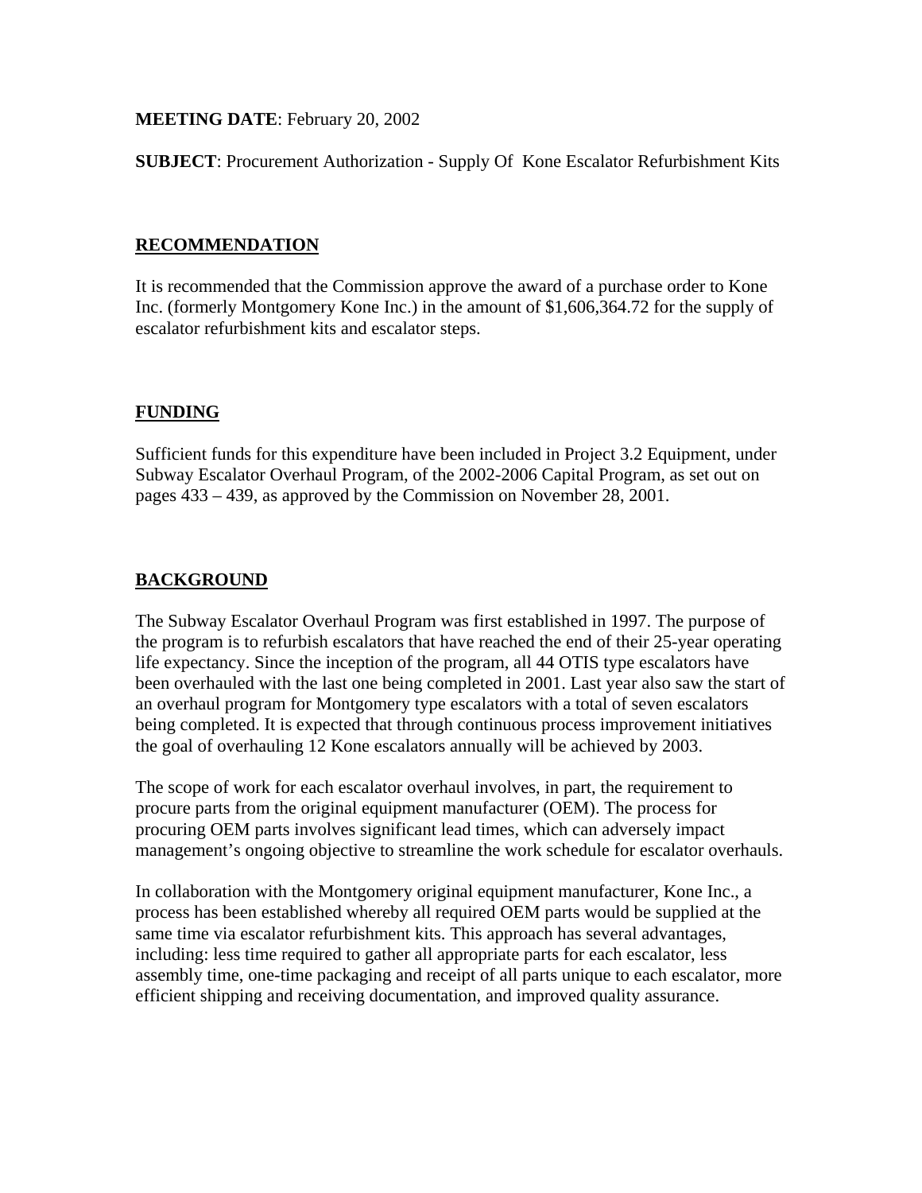**MEETING DATE**: February 20, 2002

**SUBJECT**: Procurement Authorization - Supply Of Kone Escalator Refurbishment Kits

## RECOMMENDATION

It is recommended that the Commission approve the award of a purchase order to Kone Inc. (formerly Montgomery Kone Inc.) in the amount of $1,606,364.72 for the supply of escalator refurbishment kits and escalator steps.

## FUNDING

Sufficient funds for this expenditure have been included in Project 3.2 Equipment, under Subway Escalator Overhaul Program, of the 2002-2006 Capital Program, as set out on pages 433 – 439, as approved by the Commission on November 28, 2001.

## BACKGROUND

The Subway Escalator Overhaul Program was first established in 1997. The purpose of the program is to refurbish escalators that have reached the end of their 25-year operating life expectancy. Since the inception of the program, all 44 OTIS type escalators have been overhauled with the last one being completed in 2001. Last year also saw the start of an overhaul program for Montgomery type escalators with a total of seven escalators being completed. It is expected that through continuous process improvement initiatives the goal of overhauling 12 Kone escalators annually will be achieved by 2003.

The scope of work for each escalator overhaul involves, in part, the requirement to procure parts from the original equipment manufacturer (OEM). The process for procuring OEM parts involves significant lead times, which can adversely impact management's ongoing objective to streamline the work schedule for escalator overhauls.

In collaboration with the Montgomery original equipment manufacturer, Kone Inc., a process has been established whereby all required OEM parts would be supplied at the same time via escalator refurbishment kits. This approach has several advantages, including: less time required to gather all appropriate parts for each escalator, less assembly time, one-time packaging and receipt of all parts unique to each escalator, more efficient shipping and receiving documentation, and improved quality assurance.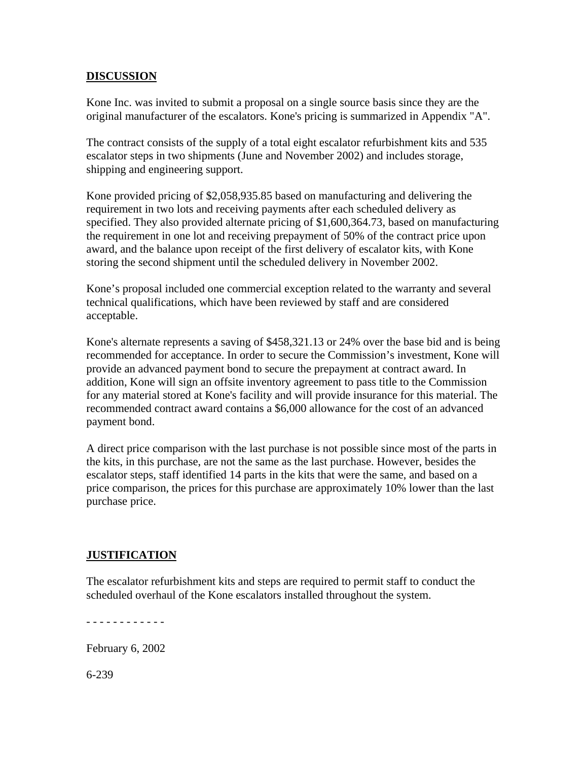## DISCUSSION

Kone Inc. was invited to submit a proposal on a single source basis since they are the original manufacturer of the escalators. Kone's pricing is summarized in Appendix "A".

The contract consists of the supply of a total eight escalator refurbishment kits and 535 escalator steps in two shipments (June and November 2002) and includes storage, shipping and engineering support.

Kone provided pricing of $2,058,935.85 based on manufacturing and delivering the requirement in two lots and receiving payments after each scheduled delivery as specified. They also provided alternate pricing of $1,600,364.73, based on manufacturing the requirement in one lot and receiving prepayment of 50% of the contract price upon award, and the balance upon receipt of the first delivery of escalator kits, with Kone storing the second shipment until the scheduled delivery in November 2002.

Kone's proposal included one commercial exception related to the warranty and several technical qualifications, which have been reviewed by staff and are considered acceptable.

Kone's alternate represents a saving of $458,321.13 or 24% over the base bid and is being recommended for acceptance. In order to secure the Commission's investment, Kone will provide an advanced payment bond to secure the prepayment at contract award. In addition, Kone will sign an offsite inventory agreement to pass title to the Commission for any material stored at Kone's facility and will provide insurance for this material. The recommended contract award contains a $6,000 allowance for the cost of an advanced payment bond.

A direct price comparison with the last purchase is not possible since most of the parts in the kits, in this purchase, are not the same as the last purchase. However, besides the escalator steps, staff identified 14 parts in the kits that were the same, and based on a price comparison, the prices for this purchase are approximately 10% lower than the last purchase price.

## JUSTIFICATION

The escalator refurbishment kits and steps are required to permit staff to conduct the scheduled overhaul of the Kone escalators installed throughout the system.

- - - - - - - - - - - -

February 6, 2002

6-239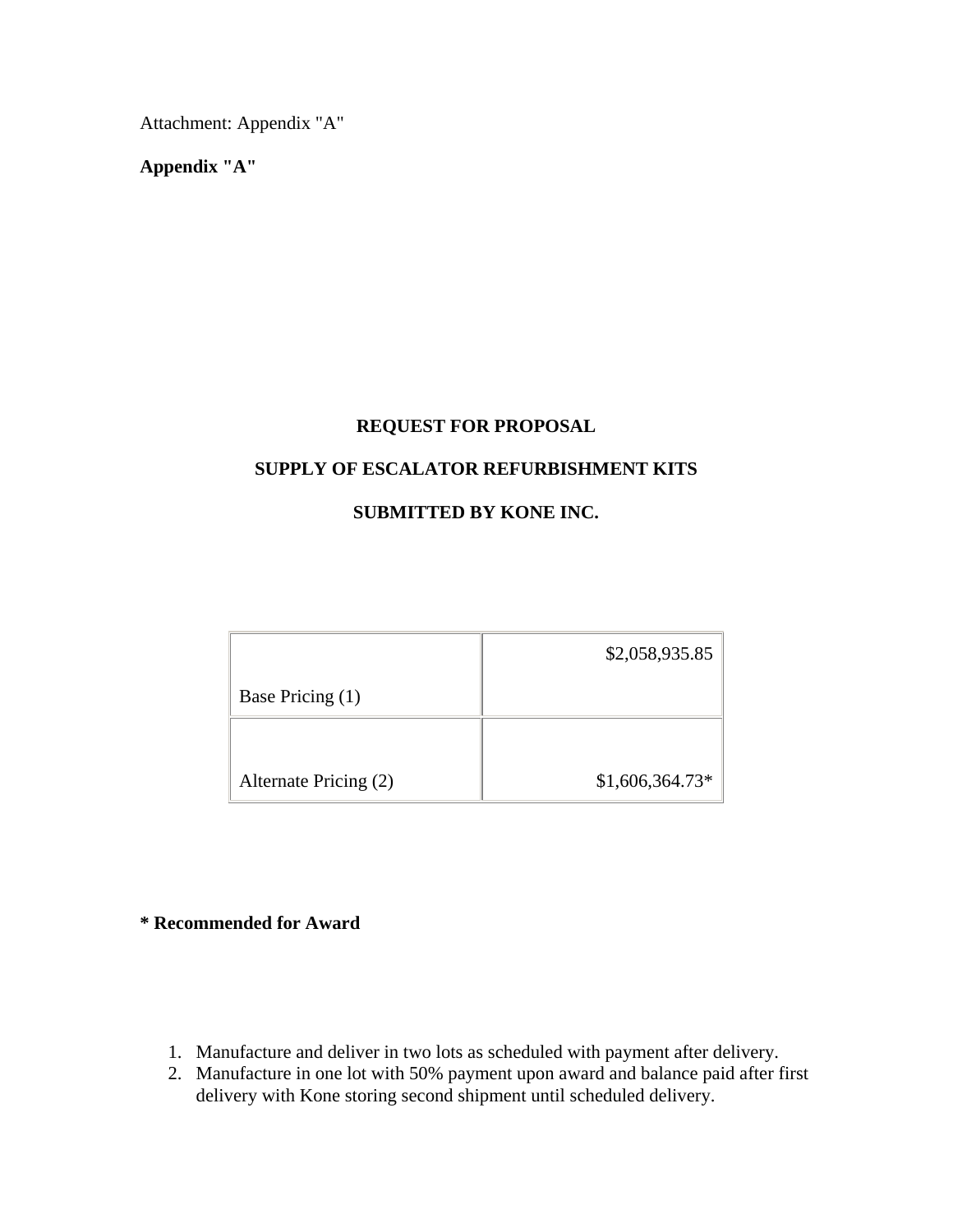Attachment: Appendix "A"

**Appendix "A"**

**REQUEST FOR PROPOSAL**

**SUPPLY OF ESCALATOR REFURBISHMENT KITS**

**SUBMITTED BY KONE INC.**

| | |
|---|---|
| Base Pricing (1) | $2,058,935.85 |
| Alternate Pricing (2) | $1,606,364.73* |

**\* Recommended for Award**

1. Manufacture and deliver in two lots as scheduled with payment after delivery.
2. Manufacture in one lot with 50% payment upon award and balance paid after first delivery with Kone storing second shipment until scheduled delivery.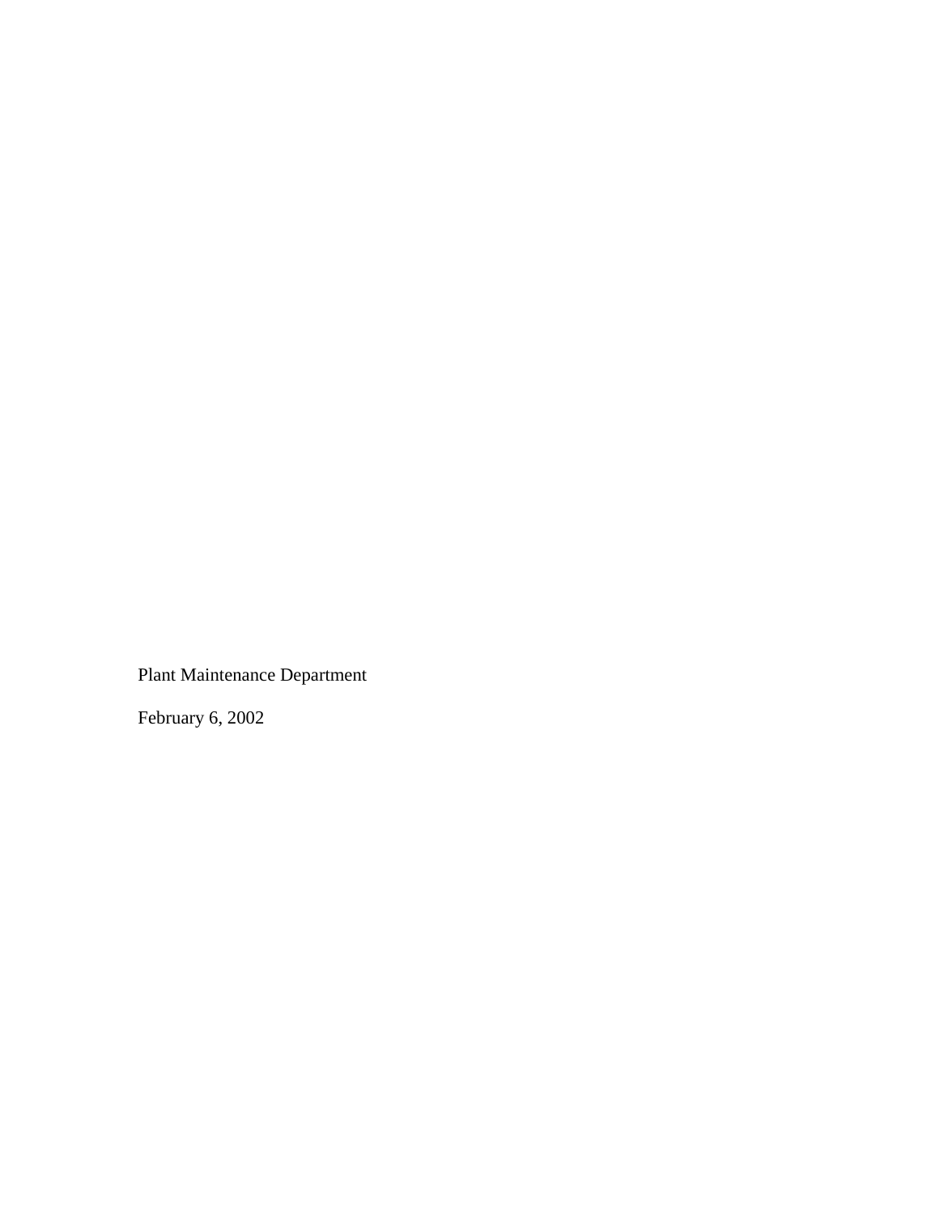Plant Maintenance Department

February 6, 2002